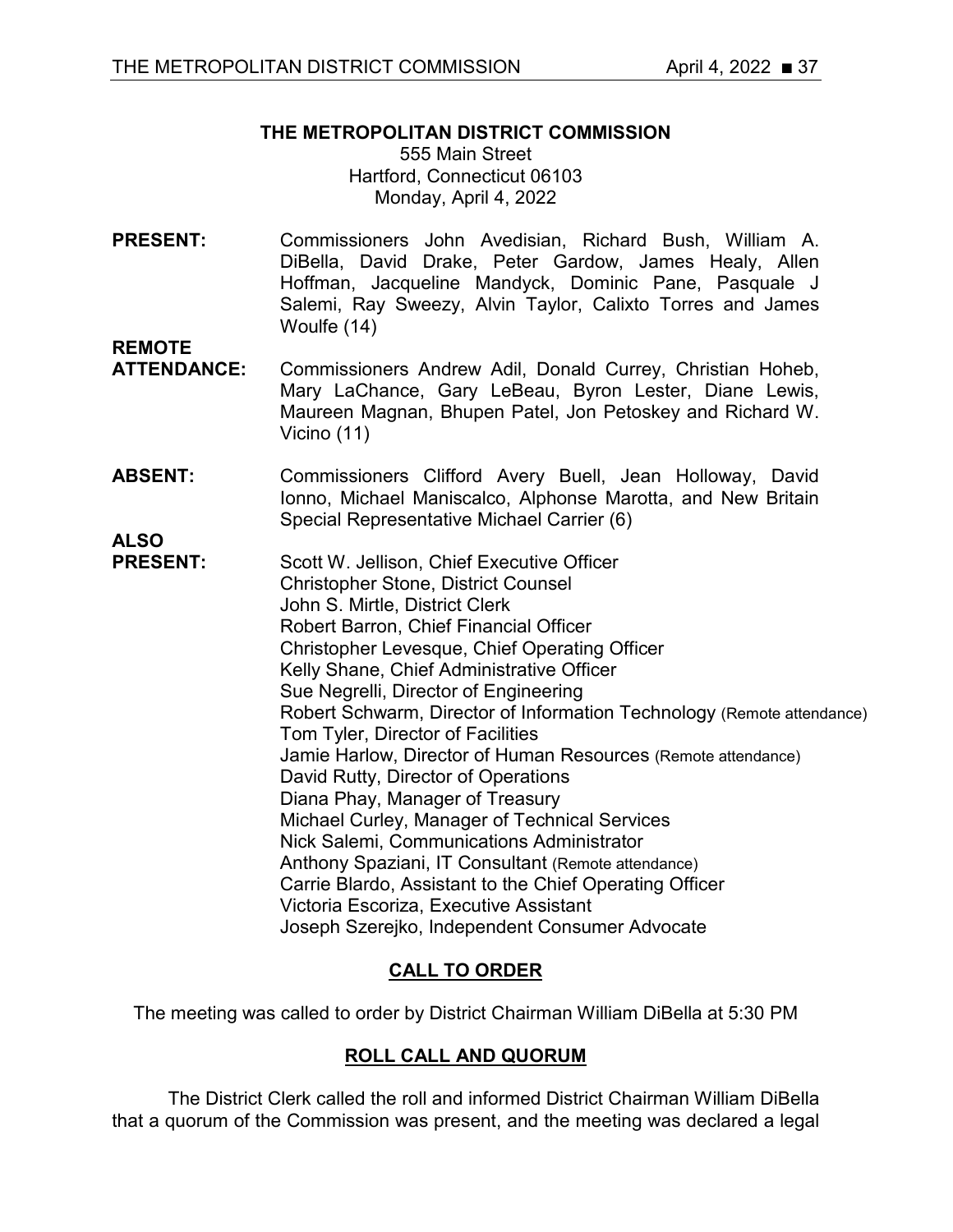**THE METROPOLITAN DISTRICT COMMISSION**
555 Main Street
Hartford, Connecticut 06103
Monday, April 4, 2022

**PRESENT:** Commissioners John Avedisian, Richard Bush, William A. DiBella, David Drake, Peter Gardow, James Healy, Allen Hoffman, Jacqueline Mandyck, Dominic Pane, Pasquale J Salemi, Ray Sweezy, Alvin Taylor, Calixto Torres and James Woulfe (14)

**REMOTE ATTENDANCE:** Commissioners Andrew Adil, Donald Currey, Christian Hoheb, Mary LaChance, Gary LeBeau, Byron Lester, Diane Lewis, Maureen Magnan, Bhupen Patel, Jon Petoskey and Richard W. Vicino (11)

**ABSENT:** Commissioners Clifford Avery Buell, Jean Holloway, David Ionno, Michael Maniscalco, Alphonse Marotta, and New Britain Special Representative Michael Carrier (6)

**ALSO PRESENT:**
Scott W. Jellison, Chief Executive Officer
Christopher Stone, District Counsel
John S. Mirtle, District Clerk
Robert Barron, Chief Financial Officer
Christopher Levesque, Chief Operating Officer
Kelly Shane, Chief Administrative Officer
Sue Negrelli, Director of Engineering
Robert Schwarm, Director of Information Technology (Remote attendance)
Tom Tyler, Director of Facilities
Jamie Harlow, Director of Human Resources (Remote attendance)
David Rutty, Director of Operations
Diana Phay, Manager of Treasury
Michael Curley, Manager of Technical Services
Nick Salemi, Communications Administrator
Anthony Spaziani, IT Consultant (Remote attendance)
Carrie Blardo, Assistant to the Chief Operating Officer
Victoria Escoriza, Executive Assistant
Joseph Szerejko, Independent Consumer Advocate

## CALL TO ORDER

The meeting was called to order by District Chairman William DiBella at 5:30 PM

## ROLL CALL AND QUORUM

The District Clerk called the roll and informed District Chairman William DiBella that a quorum of the Commission was present, and the meeting was declared a legal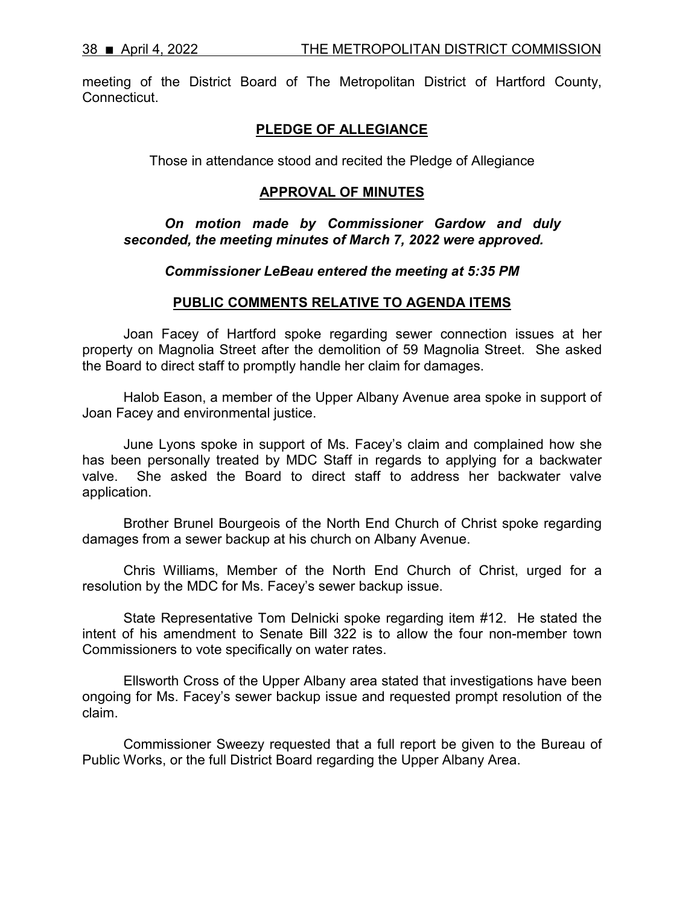meeting of the District Board of The Metropolitan District of Hartford County, Connecticut.

## PLEDGE OF ALLEGIANCE

Those in attendance stood and recited the Pledge of Allegiance

## APPROVAL OF MINUTES

***On motion made by Commissioner Gardow and duly seconded, the meeting minutes of March 7, 2022 were approved.***

***Commissioner LeBeau entered the meeting at 5:35 PM***

## PUBLIC COMMENTS RELATIVE TO AGENDA ITEMS

Joan Facey of Hartford spoke regarding sewer connection issues at her property on Magnolia Street after the demolition of 59 Magnolia Street. She asked the Board to direct staff to promptly handle her claim for damages.

Halob Eason, a member of the Upper Albany Avenue area spoke in support of Joan Facey and environmental justice.

June Lyons spoke in support of Ms. Facey's claim and complained how she has been personally treated by MDC Staff in regards to applying for a backwater valve. She asked the Board to direct staff to address her backwater valve application.

Brother Brunel Bourgeois of the North End Church of Christ spoke regarding damages from a sewer backup at his church on Albany Avenue.

Chris Williams, Member of the North End Church of Christ, urged for a resolution by the MDC for Ms. Facey's sewer backup issue.

State Representative Tom Delnicki spoke regarding item #12. He stated the intent of his amendment to Senate Bill 322 is to allow the four non-member town Commissioners to vote specifically on water rates.

Ellsworth Cross of the Upper Albany area stated that investigations have been ongoing for Ms. Facey's sewer backup issue and requested prompt resolution of the claim.

Commissioner Sweezy requested that a full report be given to the Bureau of Public Works, or the full District Board regarding the Upper Albany Area.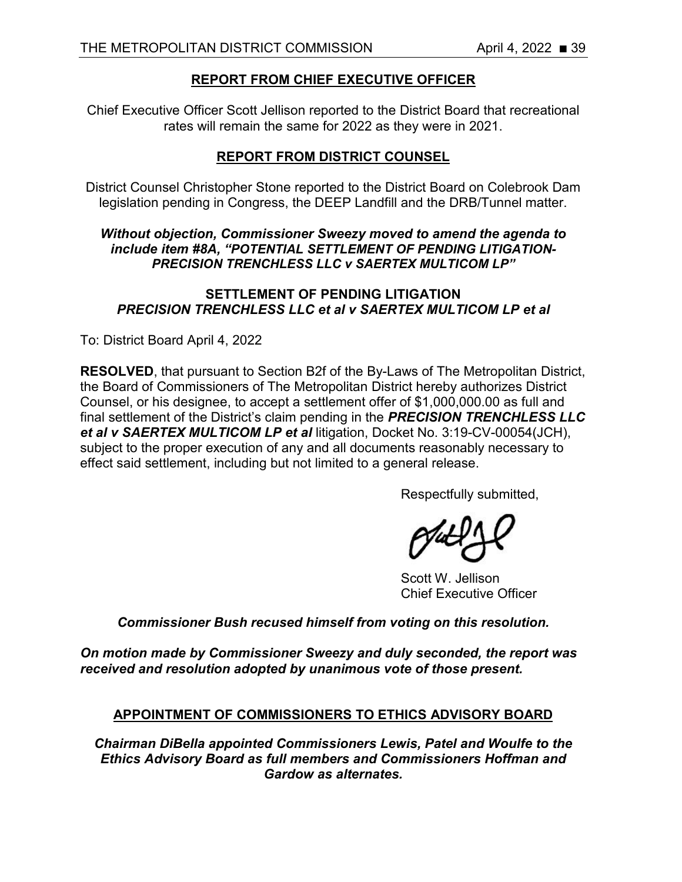## REPORT FROM CHIEF EXECUTIVE OFFICER

Chief Executive Officer Scott Jellison reported to the District Board that recreational rates will remain the same for 2022 as they were in 2021.

## REPORT FROM DISTRICT COUNSEL

District Counsel Christopher Stone reported to the District Board on Colebrook Dam legislation pending in Congress, the DEEP Landfill and the DRB/Tunnel matter.

***Without objection, Commissioner Sweezy moved to amend the agenda to include item #8A, "POTENTIAL SETTLEMENT OF PENDING LITIGATION-PRECISION TRENCHLESS LLC v SAERTEX MULTICOM LP"***

**SETTLEMENT OF PENDING LITIGATION**
***PRECISION TRENCHLESS LLC et al v SAERTEX MULTICOM LP et al***

To: District Board April 4, 2022

**RESOLVED**, that pursuant to Section B2f of the By-Laws of The Metropolitan District, the Board of Commissioners of The Metropolitan District hereby authorizes District Counsel, or his designee, to accept a settlement offer of $1,000,000.00 as full and final settlement of the District's claim pending in the ***PRECISION TRENCHLESS LLC et al v SAERTEX MULTICOM LP et al*** litigation, Docket No. 3:19-CV-00054(JCH), subject to the proper execution of any and all documents reasonably necessary to effect said settlement, including but not limited to a general release.

Respectfully submitted,

Scott W. Jellison
Chief Executive Officer

***Commissioner Bush recused himself from voting on this resolution.***

***On motion made by Commissioner Sweezy and duly seconded, the report was received and resolution adopted by unanimous vote of those present.***

## APPOINTMENT OF COMMISSIONERS TO ETHICS ADVISORY BOARD

***Chairman DiBella appointed Commissioners Lewis, Patel and Woulfe to the Ethics Advisory Board as full members and Commissioners Hoffman and Gardow as alternates.***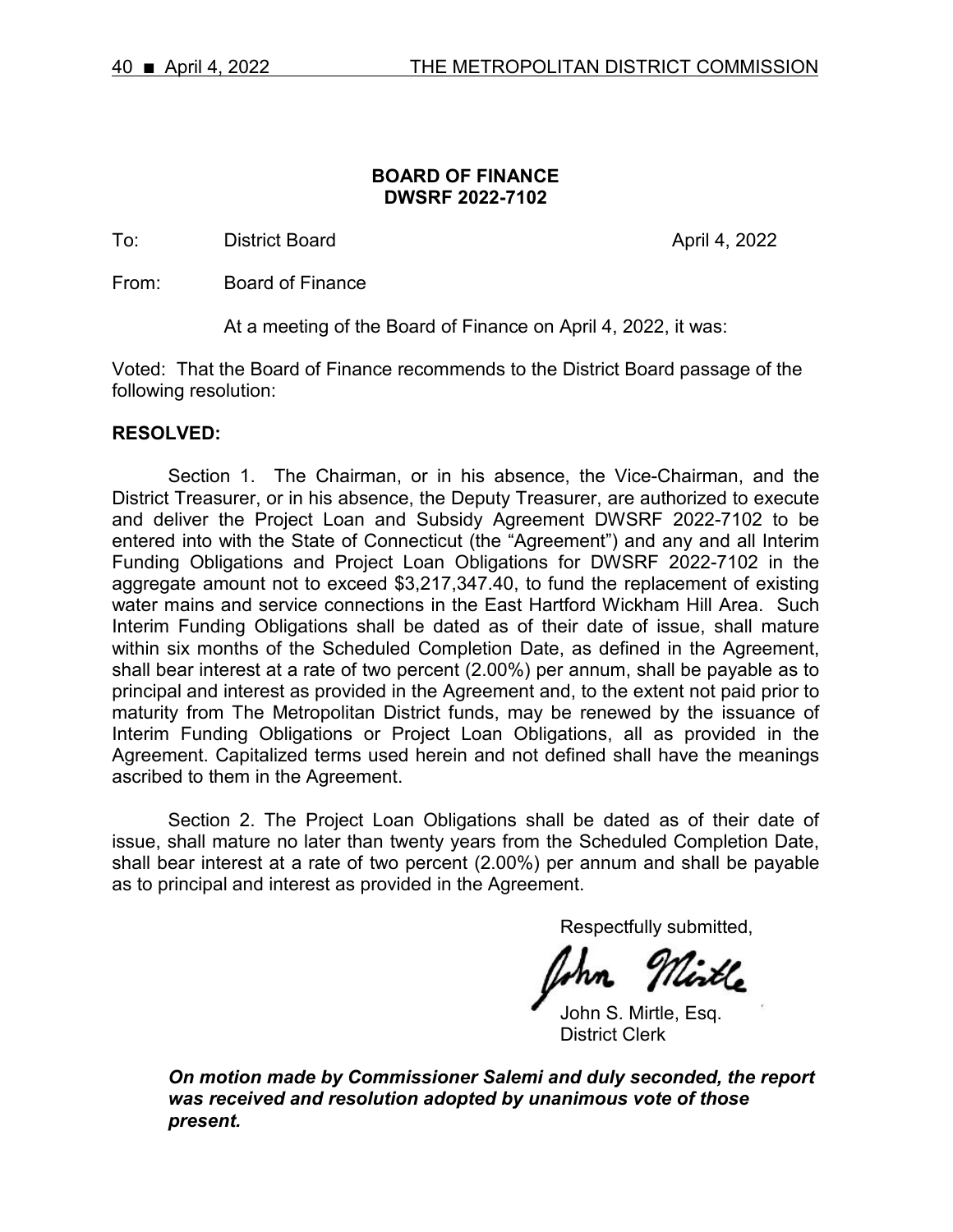## BOARD OF FINANCE
## DWSRF 2022-7102

To: District Board April 4, 2022

From: Board of Finance

At a meeting of the Board of Finance on April 4, 2022, it was:

Voted: That the Board of Finance recommends to the District Board passage of the following resolution:

**RESOLVED:**

Section 1. The Chairman, or in his absence, the Vice-Chairman, and the District Treasurer, or in his absence, the Deputy Treasurer, are authorized to execute and deliver the Project Loan and Subsidy Agreement DWSRF 2022-7102 to be entered into with the State of Connecticut (the "Agreement") and any and all Interim Funding Obligations and Project Loan Obligations for DWSRF 2022-7102 in the aggregate amount not to exceed $3,217,347.40, to fund the replacement of existing water mains and service connections in the East Hartford Wickham Hill Area. Such Interim Funding Obligations shall be dated as of their date of issue, shall mature within six months of the Scheduled Completion Date, as defined in the Agreement, shall bear interest at a rate of two percent (2.00%) per annum, shall be payable as to principal and interest as provided in the Agreement and, to the extent not paid prior to maturity from The Metropolitan District funds, may be renewed by the issuance of Interim Funding Obligations or Project Loan Obligations, all as provided in the Agreement. Capitalized terms used herein and not defined shall have the meanings ascribed to them in the Agreement.

Section 2. The Project Loan Obligations shall be dated as of their date of issue, shall mature no later than twenty years from the Scheduled Completion Date, shall bear interest at a rate of two percent (2.00%) per annum and shall be payable as to principal and interest as provided in the Agreement.

Respectfully submitted,

John S. Mirtle, Esq.
District Clerk

***On motion made by Commissioner Salemi and duly seconded, the report was received and resolution adopted by unanimous vote of those present.***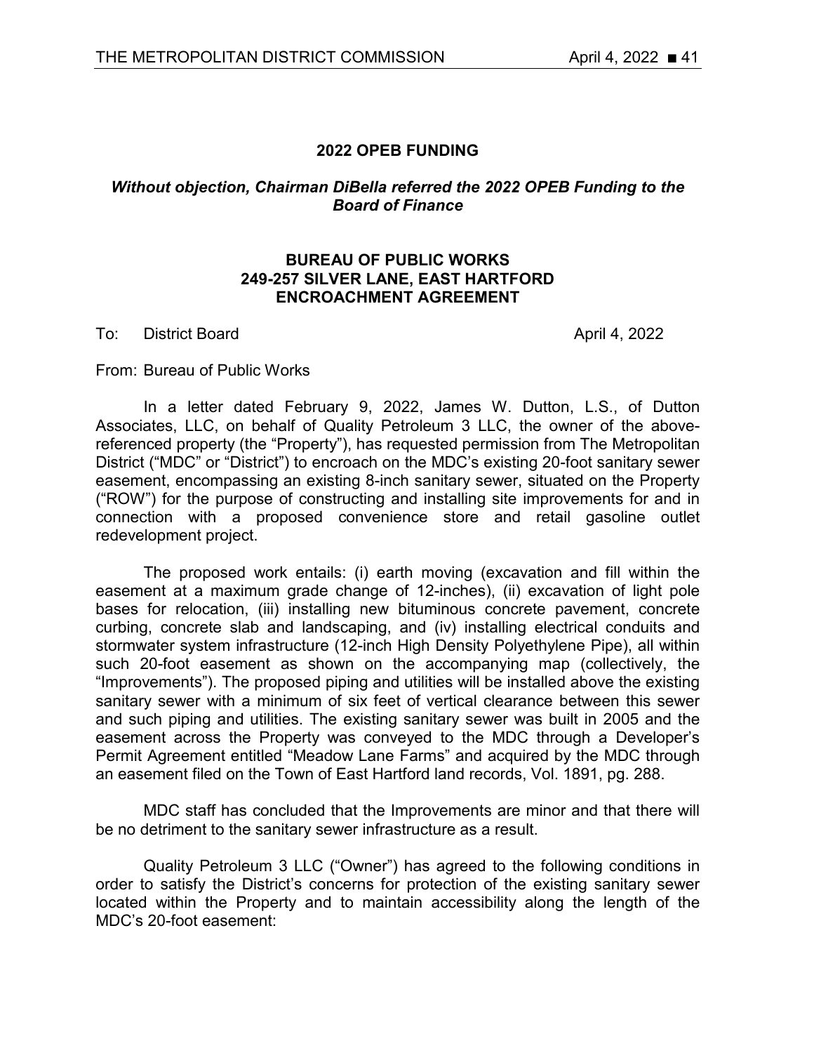**2022 OPEB FUNDING**

***Without objection, Chairman DiBella referred the 2022 OPEB Funding to the Board of Finance***

**BUREAU OF PUBLIC WORKS**
**249-257 SILVER LANE, EAST HARTFORD**
**ENCROACHMENT AGREEMENT**

To: District Board April 4, 2022

From: Bureau of Public Works

In a letter dated February 9, 2022, James W. Dutton, L.S., of Dutton Associates, LLC, on behalf of Quality Petroleum 3 LLC, the owner of the above-referenced property (the "Property"), has requested permission from The Metropolitan District ("MDC" or "District") to encroach on the MDC's existing 20-foot sanitary sewer easement, encompassing an existing 8-inch sanitary sewer, situated on the Property ("ROW") for the purpose of constructing and installing site improvements for and in connection with a proposed convenience store and retail gasoline outlet redevelopment project.

The proposed work entails: (i) earth moving (excavation and fill within the easement at a maximum grade change of 12-inches), (ii) excavation of light pole bases for relocation, (iii) installing new bituminous concrete pavement, concrete curbing, concrete slab and landscaping, and (iv) installing electrical conduits and stormwater system infrastructure (12-inch High Density Polyethylene Pipe), all within such 20-foot easement as shown on the accompanying map (collectively, the "Improvements"). The proposed piping and utilities will be installed above the existing sanitary sewer with a minimum of six feet of vertical clearance between this sewer and such piping and utilities. The existing sanitary sewer was built in 2005 and the easement across the Property was conveyed to the MDC through a Developer's Permit Agreement entitled "Meadow Lane Farms" and acquired by the MDC through an easement filed on the Town of East Hartford land records, Vol. 1891, pg. 288.

MDC staff has concluded that the Improvements are minor and that there will be no detriment to the sanitary sewer infrastructure as a result.

Quality Petroleum 3 LLC ("Owner") has agreed to the following conditions in order to satisfy the District's concerns for protection of the existing sanitary sewer located within the Property and to maintain accessibility along the length of the MDC's 20-foot easement: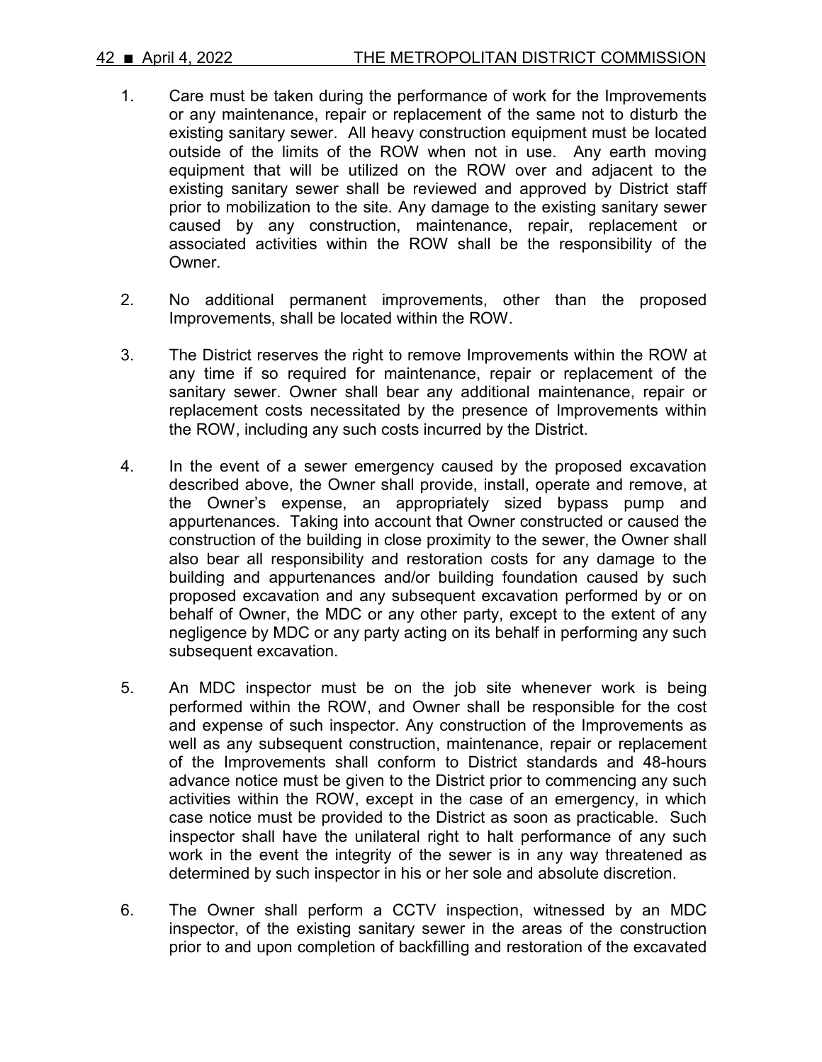1. Care must be taken during the performance of work for the Improvements or any maintenance, repair or replacement of the same not to disturb the existing sanitary sewer. All heavy construction equipment must be located outside of the limits of the ROW when not in use. Any earth moving equipment that will be utilized on the ROW over and adjacent to the existing sanitary sewer shall be reviewed and approved by District staff prior to mobilization to the site. Any damage to the existing sanitary sewer caused by any construction, maintenance, repair, replacement or associated activities within the ROW shall be the responsibility of the Owner.

2. No additional permanent improvements, other than the proposed Improvements, shall be located within the ROW.

3. The District reserves the right to remove Improvements within the ROW at any time if so required for maintenance, repair or replacement of the sanitary sewer. Owner shall bear any additional maintenance, repair or replacement costs necessitated by the presence of Improvements within the ROW, including any such costs incurred by the District.

4. In the event of a sewer emergency caused by the proposed excavation described above, the Owner shall provide, install, operate and remove, at the Owner's expense, an appropriately sized bypass pump and appurtenances. Taking into account that Owner constructed or caused the construction of the building in close proximity to the sewer, the Owner shall also bear all responsibility and restoration costs for any damage to the building and appurtenances and/or building foundation caused by such proposed excavation and any subsequent excavation performed by or on behalf of Owner, the MDC or any other party, except to the extent of any negligence by MDC or any party acting on its behalf in performing any such subsequent excavation.

5. An MDC inspector must be on the job site whenever work is being performed within the ROW, and Owner shall be responsible for the cost and expense of such inspector. Any construction of the Improvements as well as any subsequent construction, maintenance, repair or replacement of the Improvements shall conform to District standards and 48-hours advance notice must be given to the District prior to commencing any such activities within the ROW, except in the case of an emergency, in which case notice must be provided to the District as soon as practicable. Such inspector shall have the unilateral right to halt performance of any such work in the event the integrity of the sewer is in any way threatened as determined by such inspector in his or her sole and absolute discretion.

6. The Owner shall perform a CCTV inspection, witnessed by an MDC inspector, of the existing sanitary sewer in the areas of the construction prior to and upon completion of backfilling and restoration of the excavated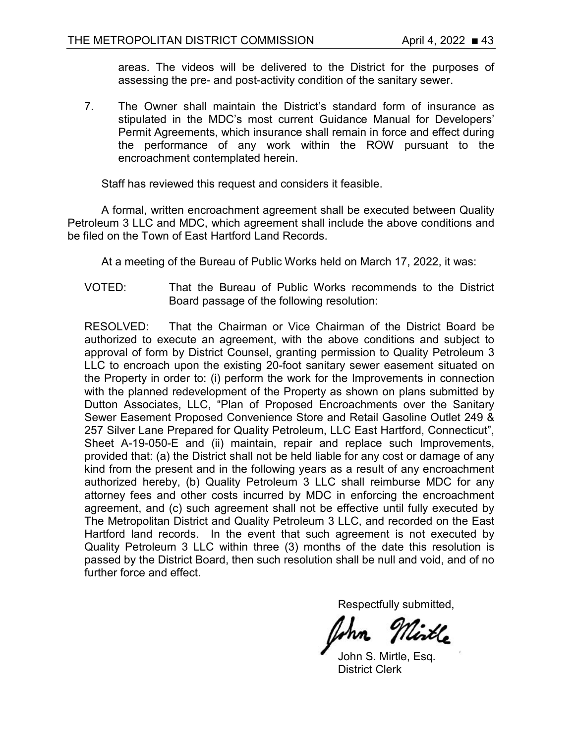areas. The videos will be delivered to the District for the purposes of assessing the pre- and post-activity condition of the sanitary sewer.

7. The Owner shall maintain the District's standard form of insurance as stipulated in the MDC's most current Guidance Manual for Developers' Permit Agreements, which insurance shall remain in force and effect during the performance of any work within the ROW pursuant to the encroachment contemplated herein.

Staff has reviewed this request and considers it feasible.

A formal, written encroachment agreement shall be executed between Quality Petroleum 3 LLC and MDC, which agreement shall include the above conditions and be filed on the Town of East Hartford Land Records.

At a meeting of the Bureau of Public Works held on March 17, 2022, it was:

VOTED: That the Bureau of Public Works recommends to the District Board passage of the following resolution:

RESOLVED: That the Chairman or Vice Chairman of the District Board be authorized to execute an agreement, with the above conditions and subject to approval of form by District Counsel, granting permission to Quality Petroleum 3 LLC to encroach upon the existing 20-foot sanitary sewer easement situated on the Property in order to: (i) perform the work for the Improvements in connection with the planned redevelopment of the Property as shown on plans submitted by Dutton Associates, LLC, "Plan of Proposed Encroachments over the Sanitary Sewer Easement Proposed Convenience Store and Retail Gasoline Outlet 249 & 257 Silver Lane Prepared for Quality Petroleum, LLC East Hartford, Connecticut", Sheet A-19-050-E and (ii) maintain, repair and replace such Improvements, provided that: (a) the District shall not be held liable for any cost or damage of any kind from the present and in the following years as a result of any encroachment authorized hereby, (b) Quality Petroleum 3 LLC shall reimburse MDC for any attorney fees and other costs incurred by MDC in enforcing the encroachment agreement, and (c) such agreement shall not be effective until fully executed by The Metropolitan District and Quality Petroleum 3 LLC, and recorded on the East Hartford land records. In the event that such agreement is not executed by Quality Petroleum 3 LLC within three (3) months of the date this resolution is passed by the District Board, then such resolution shall be null and void, and of no further force and effect.

Respectfully submitted,

John S. Mirtle, Esq.
District Clerk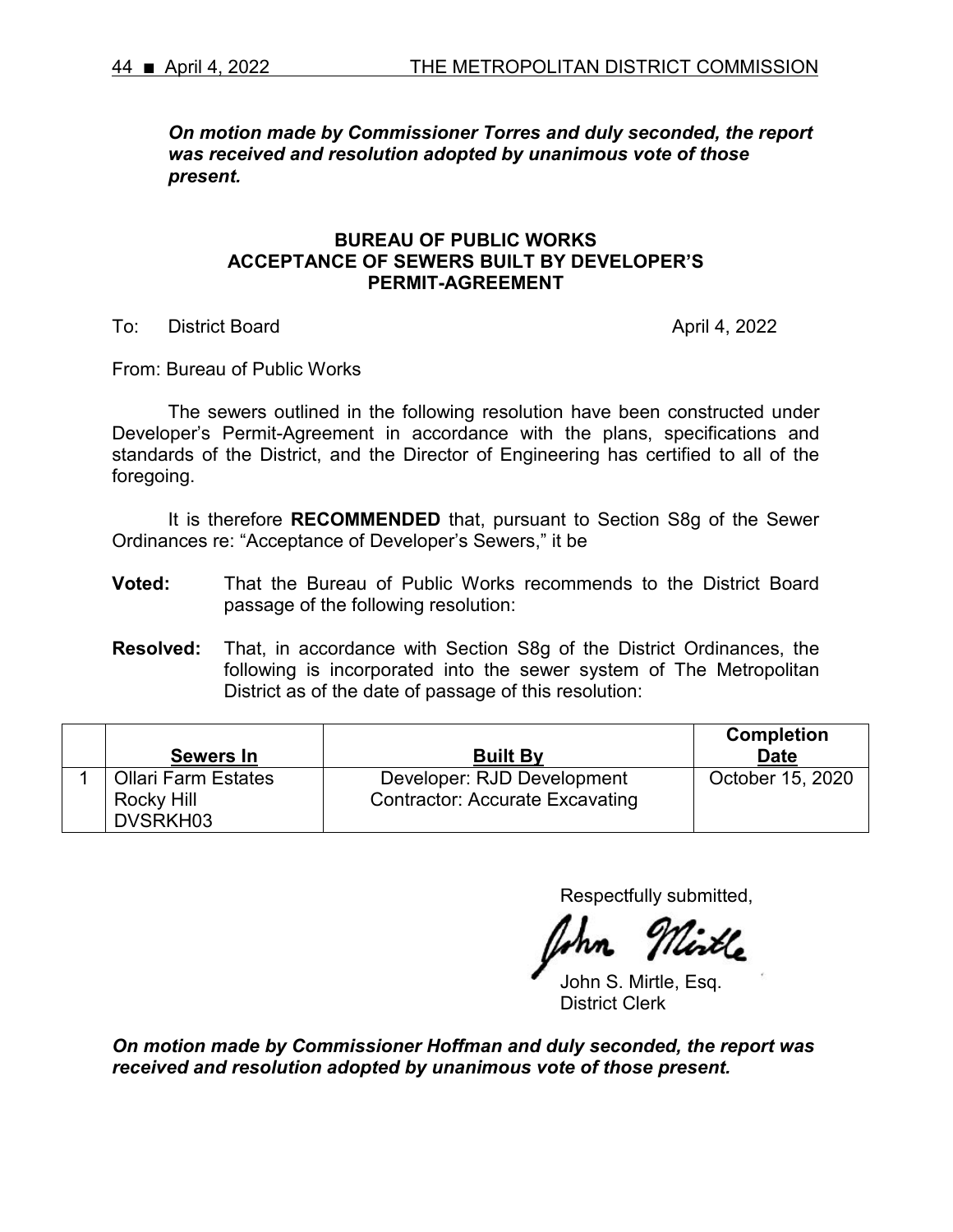***On motion made by Commissioner Torres and duly seconded, the report was received and resolution adopted by unanimous vote of those present.***

**BUREAU OF PUBLIC WORKS**
**ACCEPTANCE OF SEWERS BUILT BY DEVELOPER'S PERMIT-AGREEMENT**

To: District Board April 4, 2022

From: Bureau of Public Works

The sewers outlined in the following resolution have been constructed under Developer's Permit-Agreement in accordance with the plans, specifications and standards of the District, and the Director of Engineering has certified to all of the foregoing.

It is therefore **RECOMMENDED** that, pursuant to Section S8g of the Sewer Ordinances re: "Acceptance of Developer's Sewers," it be

**Voted:** That the Bureau of Public Works recommends to the District Board passage of the following resolution:

**Resolved:** That, in accordance with Section S8g of the District Ordinances, the following is incorporated into the sewer system of The Metropolitan District as of the date of passage of this resolution:

| | Sewers In | Built By | Completion Date |
|---|---|---|---|
| 1 | Ollari Farm Estates<br>Rocky Hill<br>DVSRKH03 | Developer: RJD Development<br>Contractor: Accurate Excavating | October 15, 2020 |

Respectfully submitted,

John S. Mirtle, Esq.
District Clerk

***On motion made by Commissioner Hoffman and duly seconded, the report was received and resolution adopted by unanimous vote of those present.***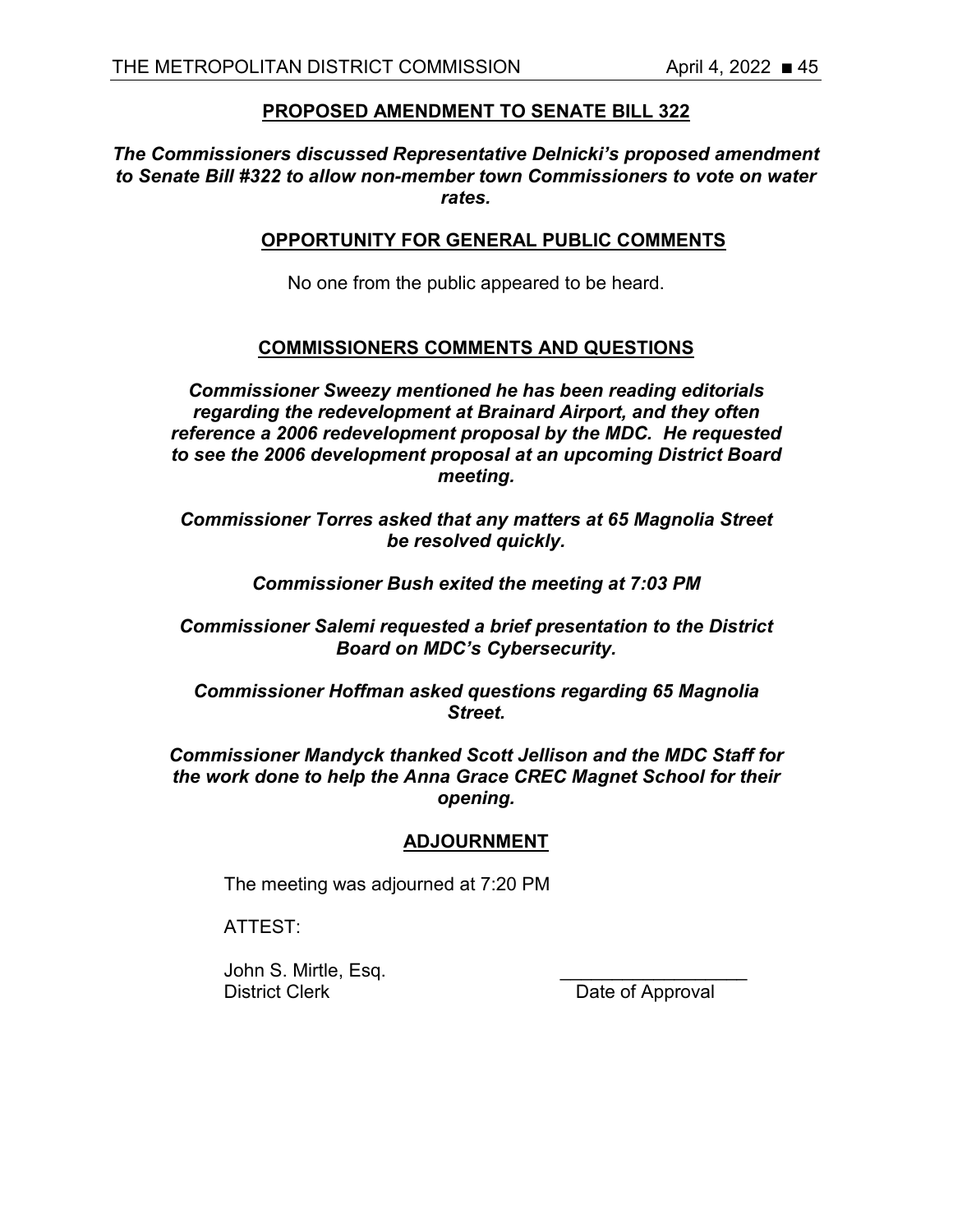## PROPOSED AMENDMENT TO SENATE BILL 322

***The Commissioners discussed Representative Delnicki's proposed amendment to Senate Bill #322 to allow non-member town Commissioners to vote on water rates.***

## OPPORTUNITY FOR GENERAL PUBLIC COMMENTS

No one from the public appeared to be heard.

## COMMISSIONERS COMMENTS AND QUESTIONS

***Commissioner Sweezy mentioned he has been reading editorials regarding the redevelopment at Brainard Airport, and they often reference a 2006 redevelopment proposal by the MDC. He requested to see the 2006 development proposal at an upcoming District Board meeting.***

***Commissioner Torres asked that any matters at 65 Magnolia Street be resolved quickly.***

***Commissioner Bush exited the meeting at 7:03 PM***

***Commissioner Salemi requested a brief presentation to the District Board on MDC's Cybersecurity.***

***Commissioner Hoffman asked questions regarding 65 Magnolia Street.***

***Commissioner Mandyck thanked Scott Jellison and the MDC Staff for the work done to help the Anna Grace CREC Magnet School for their opening.***

## ADJOURNMENT

The meeting was adjourned at 7:20 PM

ATTEST:

John S. Mirtle, Esq.
District Clerk

__________________
Date of Approval